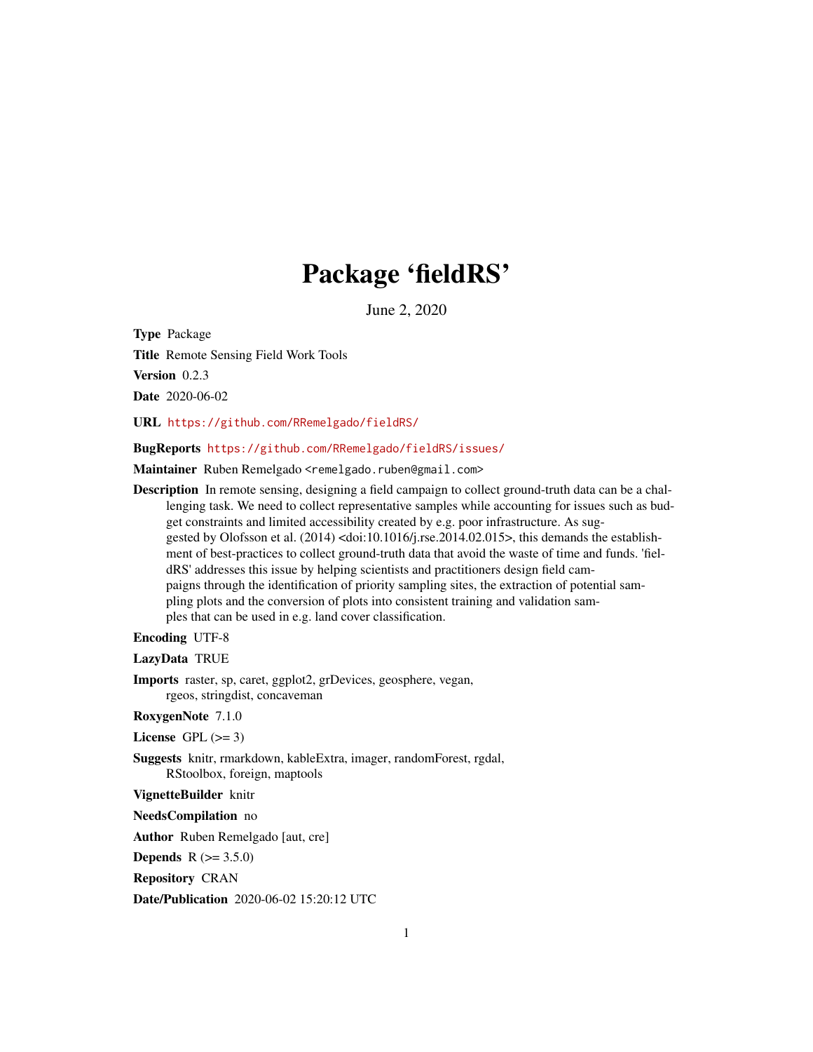# Package 'fieldRS'

June 2, 2020

**Type** Package

**Title** Remote Sensing Field Work Tools

**Version** 0.2.3

**Date** 2020-06-02

**URL** https://github.com/RRemelgado/fieldRS/

**BugReports** https://github.com/RRemelgado/fieldRS/issues/

**Maintainer** Ruben Remelgado <remelgado.ruben@gmail.com>

**Description** In remote sensing, designing a field campaign to collect ground-truth data can be a challenging task. We need to collect representative samples while accounting for issues such as budget constraints and limited accessibility created by e.g. poor infrastructure. As suggested by Olofsson et al. (2014) <doi:10.1016/j.rse.2014.02.015>, this demands the establishment of best-practices to collect ground-truth data that avoid the waste of time and funds. 'fieldRS' addresses this issue by helping scientists and practitioners design field campaigns through the identification of priority sampling sites, the extraction of potential sampling plots and the conversion of plots into consistent training and validation samples that can be used in e.g. land cover classification.

**Encoding** UTF-8

**LazyData** TRUE

**Imports** raster, sp, caret, ggplot2, grDevices, geosphere, vegan, rgeos, stringdist, concaveman

**RoxygenNote** 7.1.0

**License** GPL (>= 3)

**Suggests** knitr, rmarkdown, kableExtra, imager, randomForest, rgdal, RStoolbox, foreign, maptools

**VignetteBuilder** knitr

**NeedsCompilation** no

**Author** Ruben Remelgado [aut, cre]

**Depends** R (>= 3.5.0)

**Repository** CRAN

**Date/Publication** 2020-06-02 15:20:12 UTC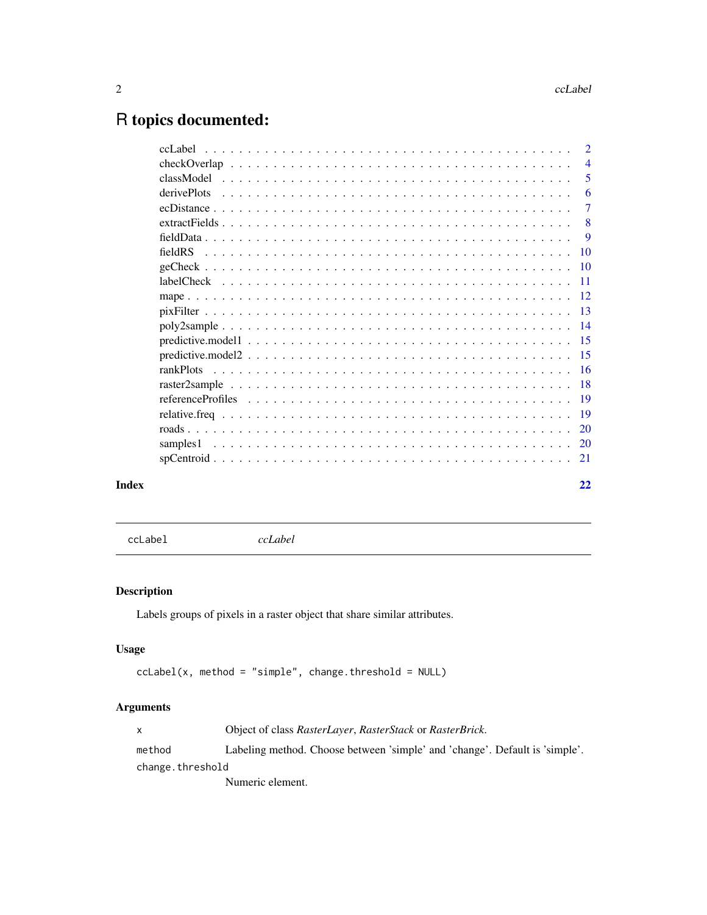# R topics documented:

| | |
|---|---|
| ccLabel | 2 |
| checkOverlap | 4 |
| classModel | 5 |
| derivePlots | 6 |
| ecDistance | 7 |
| extractFields | 8 |
| fieldData | 9 |
| fieldRS | 10 |
| geCheck | 10 |
| labelCheck | 11 |
| mape | 12 |
| pixFilter | 13 |
| poly2sample | 14 |
| predictive.model1 | 15 |
| predictive.model2 | 15 |
| rankPlots | 16 |
| raster2sample | 18 |
| referenceProfiles | 19 |
| relative.freq | 19 |
| roads | 20 |
| samples1 | 20 |
| spCentroid | 21 |

**Index** **22**

---

`ccLabel` *ccLabel*

---

## Description

Labels groups of pixels in a raster object that share similar attributes.

## Usage

```
ccLabel(x, method = "simple", change.threshold = NULL)
```

## Arguments

| | |
|---|---|
| `x` | Object of class *RasterLayer*, *RasterStack* or *RasterBrick*. |
| `method` | Labeling method. Choose between 'simple' and 'change'. Default is 'simple'. |
| `change.threshold` | Numeric element. |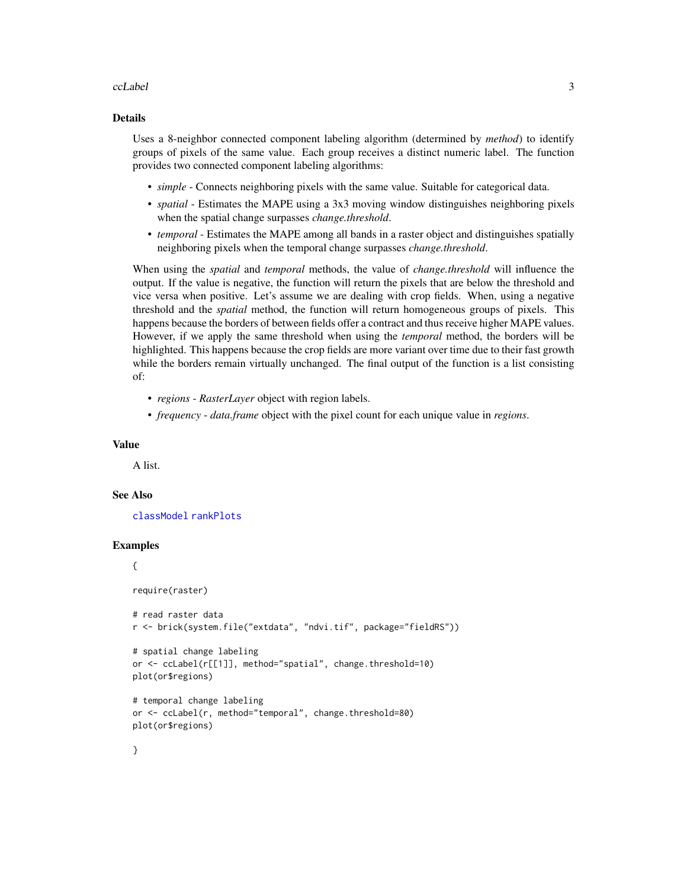## Details

Uses a 8-neighbor connected component labeling algorithm (determined by *method*) to identify groups of pixels of the same value. Each group receives a distinct numeric label. The function provides two connected component labeling algorithms:

- *simple* - Connects neighboring pixels with the same value. Suitable for categorical data.
- *spatial* - Estimates the MAPE using a 3x3 moving window distinguishes neighboring pixels when the spatial change surpasses *change.threshold*.
- *temporal* - Estimates the MAPE among all bands in a raster object and distinguishes spatially neighboring pixels when the temporal change surpasses *change.threshold*.

When using the *spatial* and *temporal* methods, the value of *change.threshold* will influence the output. If the value is negative, the function will return the pixels that are below the threshold and vice versa when positive. Let's assume we are dealing with crop fields. When, using a negative threshold and the *spatial* method, the function will return homogeneous groups of pixels. This happens because the borders of between fields offer a contract and thus receive higher MAPE values. However, if we apply the same threshold when using the *temporal* method, the borders will be highlighted. This happens because the crop fields are more variant over time due to their fast growth while the borders remain virtually unchanged. The final output of the function is a list consisting of:

- *regions* - *RasterLayer* object with region labels.
- *frequency* - *data.frame* object with the pixel count for each unique value in *regions*.

## Value

A list.

## See Also

classModel rankPlots

## Examples

```
{

require(raster)

# read raster data
r <- brick(system.file("extdata", "ndvi.tif", package="fieldRS"))

# spatial change labeling
or <- ccLabel(r[[1]], method="spatial", change.threshold=10)
plot(or$regions)

# temporal change labeling
or <- ccLabel(r, method="temporal", change.threshold=80)
plot(or$regions)

}
```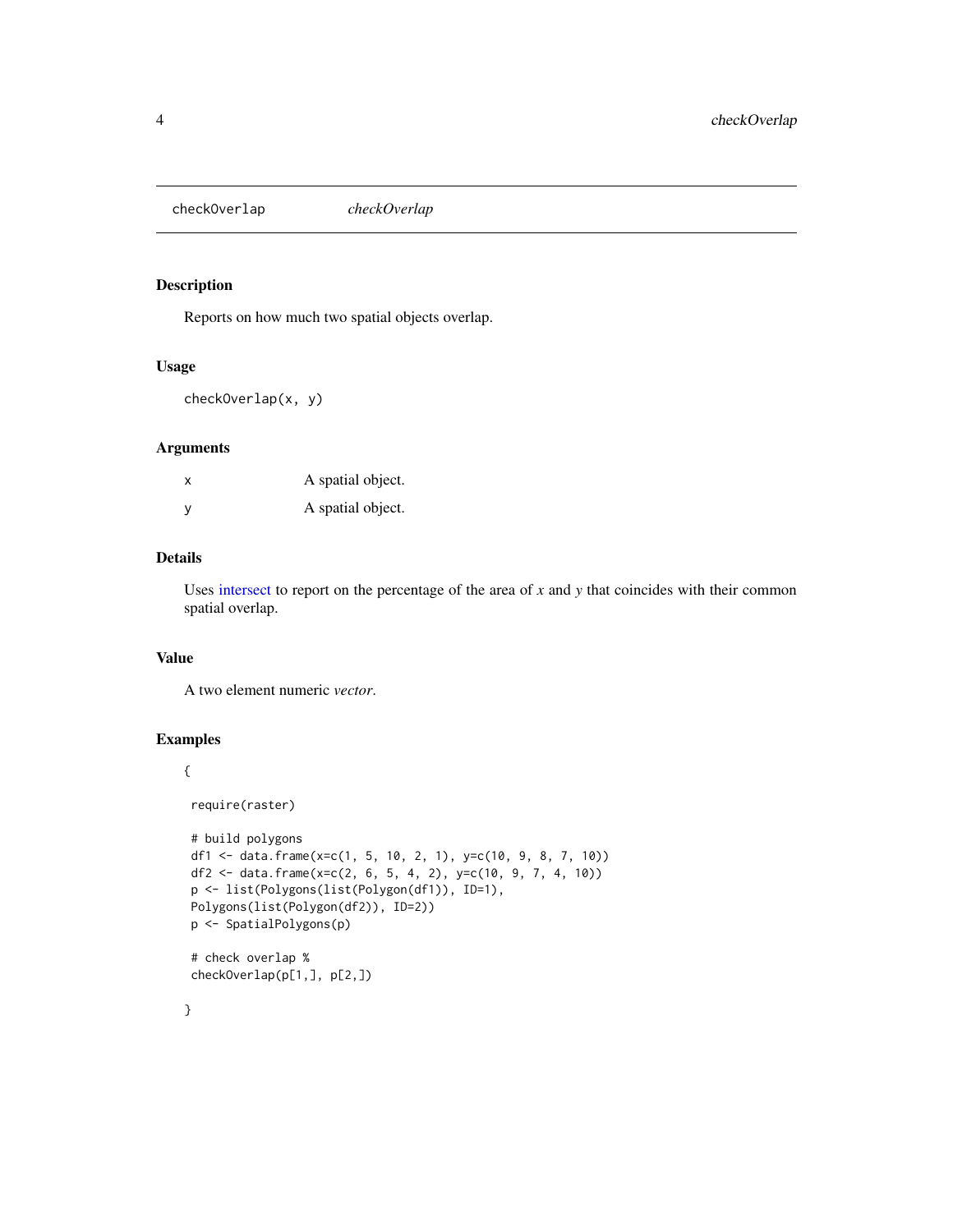checkOverlap *checkOverlap*

## Description

Reports on how much two spatial objects overlap.

## Usage

```
checkOverlap(x, y)
```

## Arguments

| | |
|---|---|
| x | A spatial object. |
| y | A spatial object. |

## Details

Uses intersect to report on the percentage of the area of *x* and *y* that coincides with their common spatial overlap.

## Value

A two element numeric *vector*.

## Examples

```
{

 require(raster)

 # build polygons
 df1 <- data.frame(x=c(1, 5, 10, 2, 1), y=c(10, 9, 8, 7, 10))
 df2 <- data.frame(x=c(2, 6, 5, 4, 2), y=c(10, 9, 7, 4, 10))
 p <- list(Polygons(list(Polygon(df1)), ID=1),
 Polygons(list(Polygon(df2)), ID=2))
 p <- SpatialPolygons(p)

 # check overlap %
 checkOverlap(p[1,], p[2,])

}
```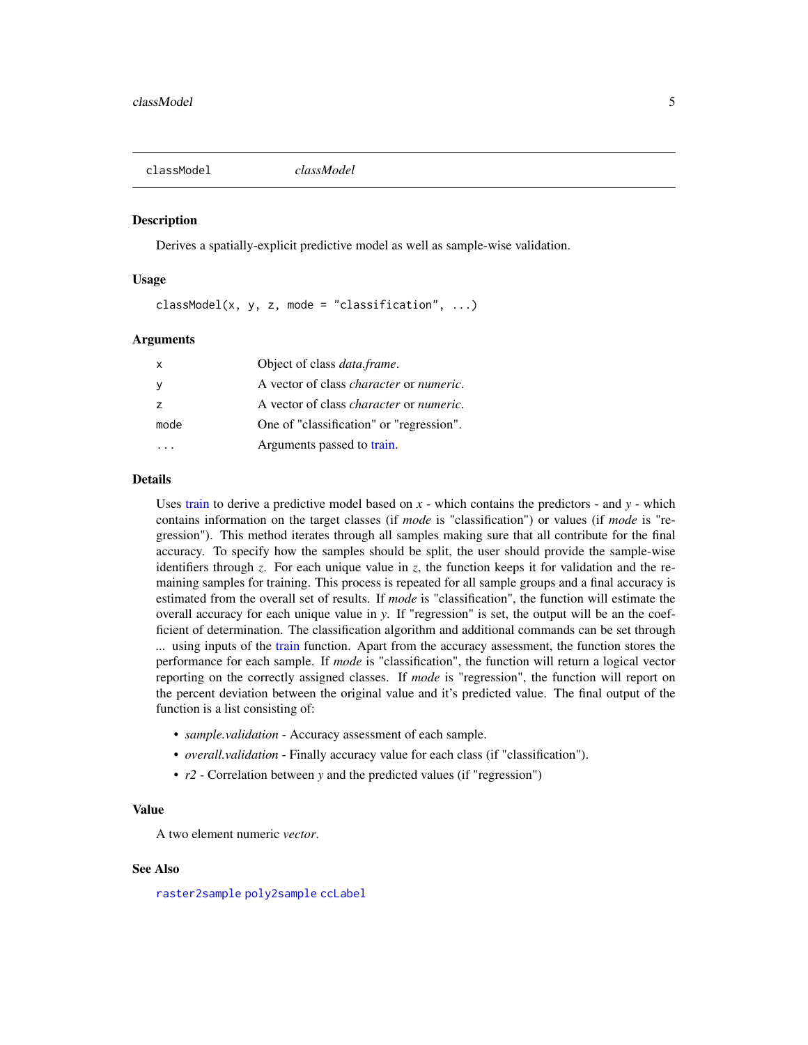## classModel

*classModel*

### Description

Derives a spatially-explicit predictive model as well as sample-wise validation.

### Usage

```
classModel(x, y, z, mode = "classification", ...)
```

### Arguments

| | |
|---|---|
| x | Object of class *data.frame*. |
| y | A vector of class *character* or *numeric*. |
| z | A vector of class *character* or *numeric*. |
| mode | One of "classification" or "regression". |
| ... | Arguments passed to train. |

### Details

Uses train to derive a predictive model based on *x* - which contains the predictors - and *y* - which contains information on the target classes (if *mode* is "classification") or values (if *mode* is "regression"). This method iterates through all samples making sure that all contribute for the final accuracy. To specify how the samples should be split, the user should provide the sample-wise identifiers through *z*. For each unique value in *z*, the function keeps it for validation and the remaining samples for training. This process is repeated for all sample groups and a final accuracy is estimated from the overall set of results. If *mode* is "classification", the function will estimate the overall accuracy for each unique value in *y*. If "regression" is set, the output will be an the coefficient of determination. The classification algorithm and additional commands can be set through ... using inputs of the train function. Apart from the accuracy assessment, the function stores the performance for each sample. If *mode* is "classification", the function will return a logical vector reporting on the correctly assigned classes. If *mode* is "regression", the function will report on the percent deviation between the original value and it's predicted value. The final output of the function is a list consisting of:

- *sample.validation* - Accuracy assessment of each sample.
- *overall.validation* - Finally accuracy value for each class (if "classification").
- *r2* - Correlation between *y* and the predicted values (if "regression")

### Value

A two element numeric *vector*.

### See Also

raster2sample poly2sample ccLabel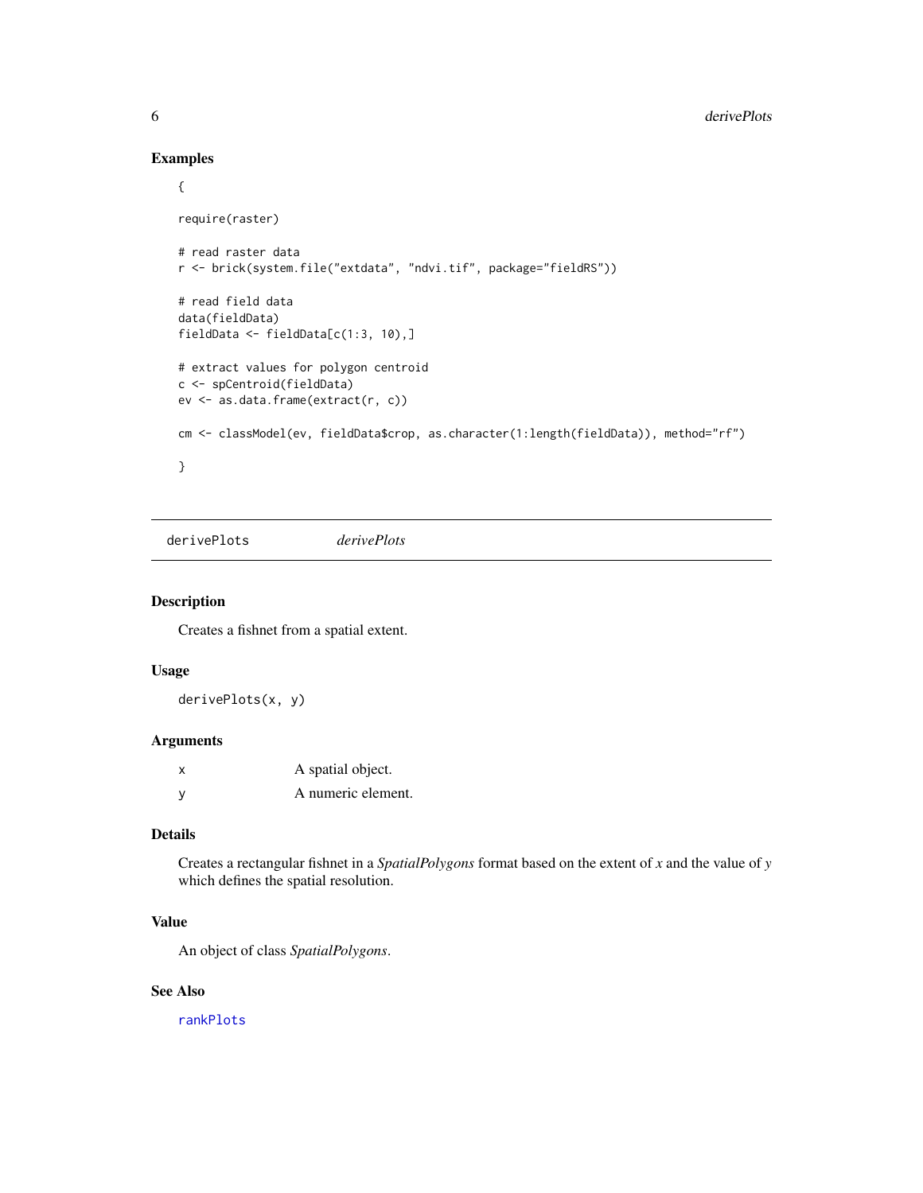## Examples

```
{

require(raster)

# read raster data
r <- brick(system.file("extdata", "ndvi.tif", package="fieldRS"))

# read field data
data(fieldData)
fieldData <- fieldData[c(1:3, 10),]

# extract values for polygon centroid
c <- spCentroid(fieldData)
ev <- as.data.frame(extract(r, c))

cm <- classModel(ev, fieldData$crop, as.character(1:length(fieldData)), method="rf")

}
```

---

# derivePlots *derivePlots*

---

## Description

Creates a fishnet from a spatial extent.

## Usage

```
derivePlots(x, y)
```

## Arguments

| | |
|---|---|
| x | A spatial object. |
| y | A numeric element. |

## Details

Creates a rectangular fishnet in a *SpatialPolygons* format based on the extent of *x* and the value of *y* which defines the spatial resolution.

## Value

An object of class *SpatialPolygons*.

## See Also

rankPlots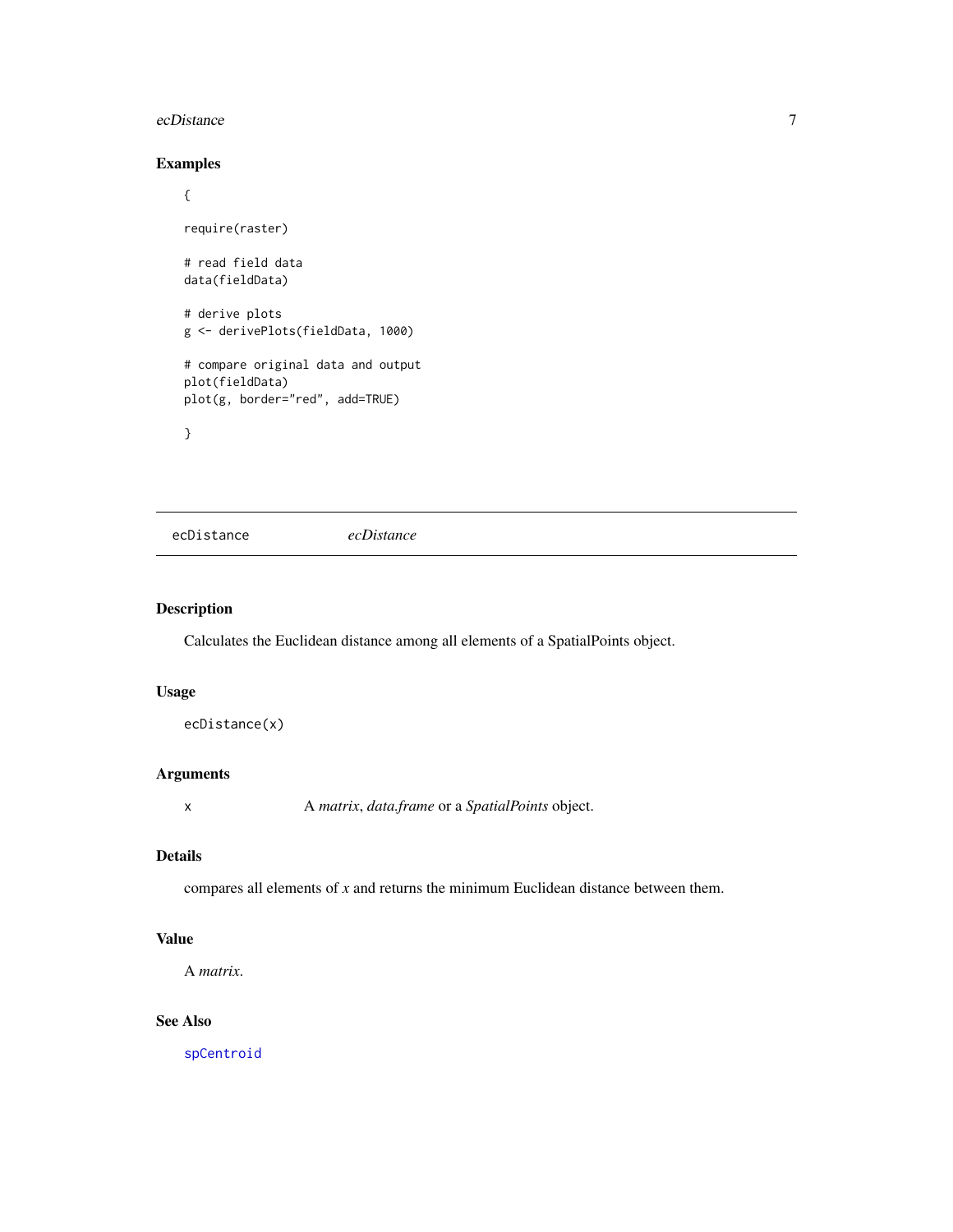## Examples

```
{

require(raster)

# read field data
data(fieldData)

# derive plots
g <- derivePlots(fieldData, 1000)

# compare original data and output
plot(fieldData)
plot(g, border="red", add=TRUE)

}
```

---

# ecDistance *ecDistance*

---

## Description

Calculates the Euclidean distance among all elements of a SpatialPoints object.

## Usage

```
ecDistance(x)
```

## Arguments

x A *matrix*, *data.frame* or a *SpatialPoints* object.

## Details

compares all elements of *x* and returns the minimum Euclidean distance between them.

## Value

A *matrix*.

## See Also

spCentroid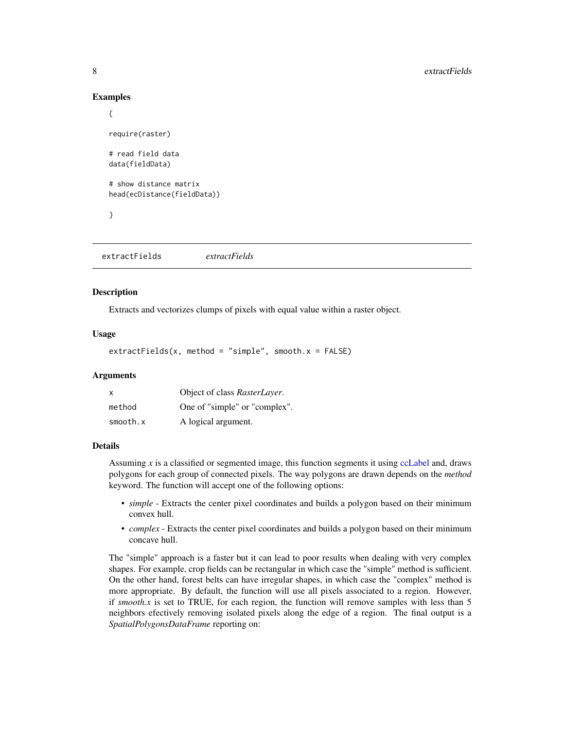## Examples

```
{

require(raster)

# read field data
data(fieldData)

# show distance matrix
head(ecDistance(fieldData))

}
```

---

## extractFields *extractFields*

### Description

Extracts and vectorizes clumps of pixels with equal value within a raster object.

### Usage

```
extractFields(x, method = "simple", smooth.x = FALSE)
```

### Arguments

| | |
|---|---|
| x | Object of class *RasterLayer*. |
| method | One of "simple" or "complex". |
| smooth.x | A logical argument. |

### Details

Assuming *x* is a classified or segmented image, this function segments it using ccLabel and, draws polygons for each group of connected pixels. The way polygons are drawn depends on the *method* keyword. The function will accept one of the following options:

- *simple* - Extracts the center pixel coordinates and builds a polygon based on their minimum convex hull.
- *complex* - Extracts the center pixel coordinates and builds a polygon based on their minimum concave hull.

The "simple" approach is a faster but it can lead to poor results when dealing with very complex shapes. For example, crop fields can be rectangular in which case the "simple" method is sufficient. On the other hand, forest belts can have irregular shapes, in which case the "complex" method is more appropriate. By default, the function will use all pixels associated to a region. However, if *smooth.x* is set to TRUE, for each region, the function will remove samples with less than 5 neighbors efectively removing isolated pixels along the edge of a region. The final output is a *SpatialPolygonsDataFrame* reporting on: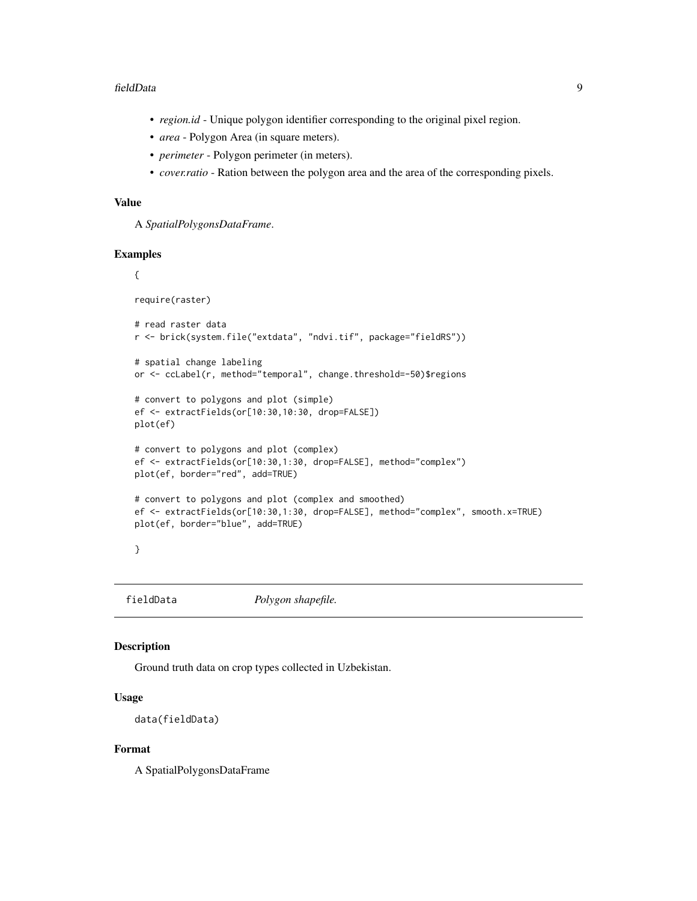- *region.id* - Unique polygon identifier corresponding to the original pixel region.
- *area* - Polygon Area (in square meters).
- *perimeter* - Polygon perimeter (in meters).
- *cover.ratio* - Ration between the polygon area and the area of the corresponding pixels.

### Value

A *SpatialPolygonsDataFrame*.

### Examples

```
{

require(raster)

# read raster data
r <- brick(system.file("extdata", "ndvi.tif", package="fieldRS"))

# spatial change labeling
or <- ccLabel(r, method="temporal", change.threshold=-50)$regions

# convert to polygons and plot (simple)
ef <- extractFields(or[10:30,10:30, drop=FALSE])
plot(ef)

# convert to polygons and plot (complex)
ef <- extractFields(or[10:30,1:30, drop=FALSE], method="complex")
plot(ef, border="red", add=TRUE)

# convert to polygons and plot (complex and smoothed)
ef <- extractFields(or[10:30,1:30, drop=FALSE], method="complex", smooth.x=TRUE)
plot(ef, border="blue", add=TRUE)

}
```

## fieldData *Polygon shapefile.*

### Description

Ground truth data on crop types collected in Uzbekistan.

### Usage

```
data(fieldData)
```

### Format

A SpatialPolygonsDataFrame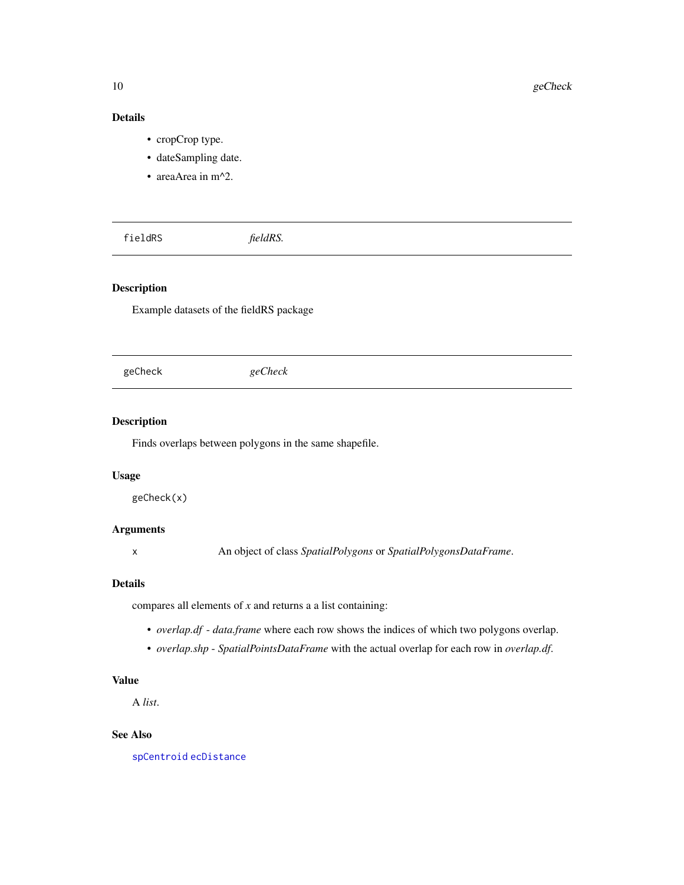### Details

- cropCrop type.
- dateSampling date.
- areaArea in m^2.

---

## fieldRS *fieldRS.*

---

### Description

Example datasets of the fieldRS package

---

## geCheck *geCheck*

---

### Description

Finds overlaps between polygons in the same shapefile.

### Usage

```
geCheck(x)
```

### Arguments

`x` An object of class *SpatialPolygons* or *SpatialPolygonsDataFrame*.

### Details

compares all elements of *x* and returns a a list containing:

- *overlap.df - data.frame* where each row shows the indices of which two polygons overlap.
- *overlap.shp - SpatialPointsDataFrame* with the actual overlap for each row in *overlap.df*.

### Value

A *list*.

### See Also

`spCentroid` `ecDistance`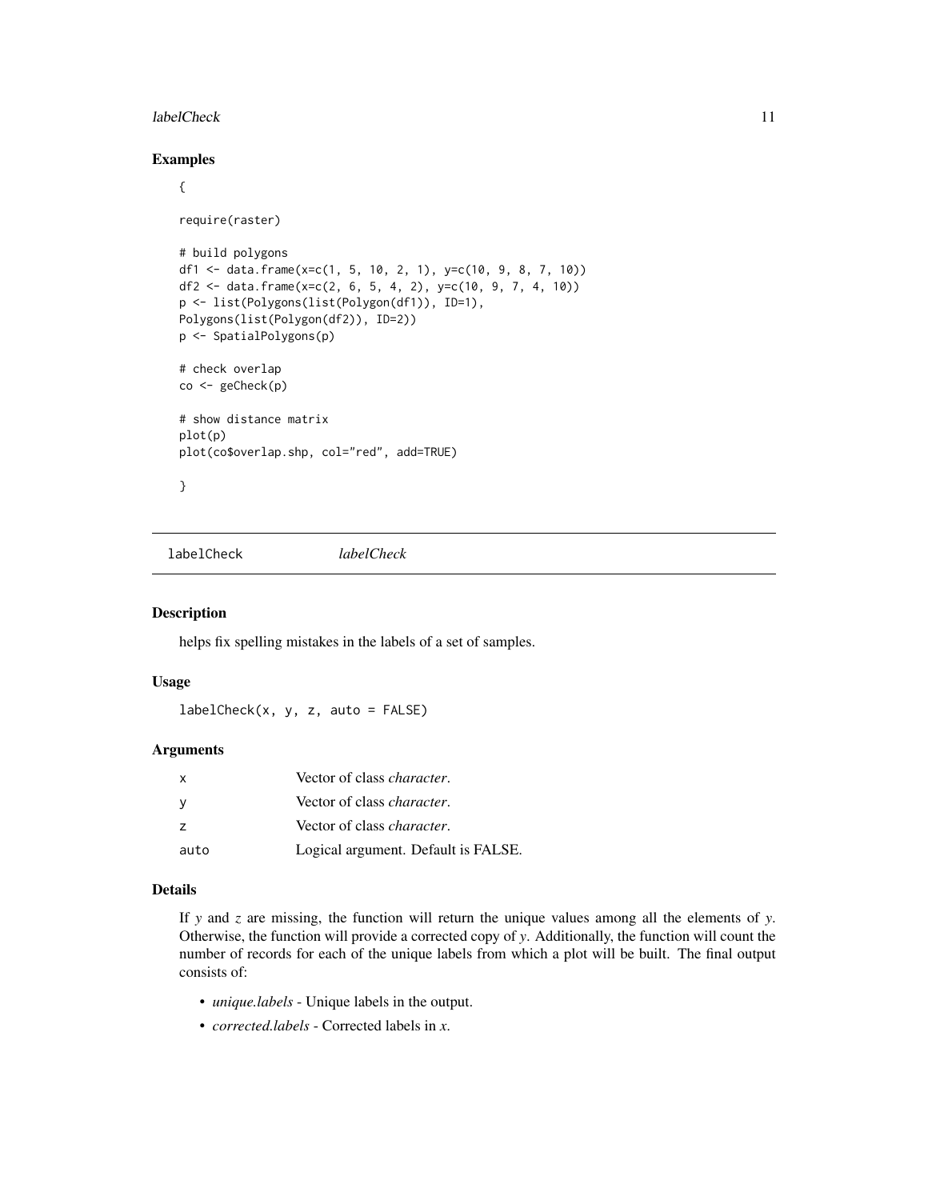## Examples

```
{

require(raster)

# build polygons
df1 <- data.frame(x=c(1, 5, 10, 2, 1), y=c(10, 9, 8, 7, 10))
df2 <- data.frame(x=c(2, 6, 5, 4, 2), y=c(10, 9, 7, 4, 10))
p <- list(Polygons(list(Polygon(df1)), ID=1),
Polygons(list(Polygon(df2)), ID=2))
p <- SpatialPolygons(p)

# check overlap
co <- geCheck(p)

# show distance matrix
plot(p)
plot(co$overlap.shp, col="red", add=TRUE)

}
```

---

# labelCheck *labelCheck*

## Description

helps fix spelling mistakes in the labels of a set of samples.

## Usage

```
labelCheck(x, y, z, auto = FALSE)
```

## Arguments

| | |
|---|---|
| x | Vector of class *character*. |
| y | Vector of class *character*. |
| z | Vector of class *character*. |
| auto | Logical argument. Default is FALSE. |

## Details

If *y* and *z* are missing, the function will return the unique values among all the elements of *y*. Otherwise, the function will provide a corrected copy of *y*. Additionally, the function will count the number of records for each of the unique labels from which a plot will be built. The final output consists of:

- *unique.labels* - Unique labels in the output.
- *corrected.labels* - Corrected labels in *x*.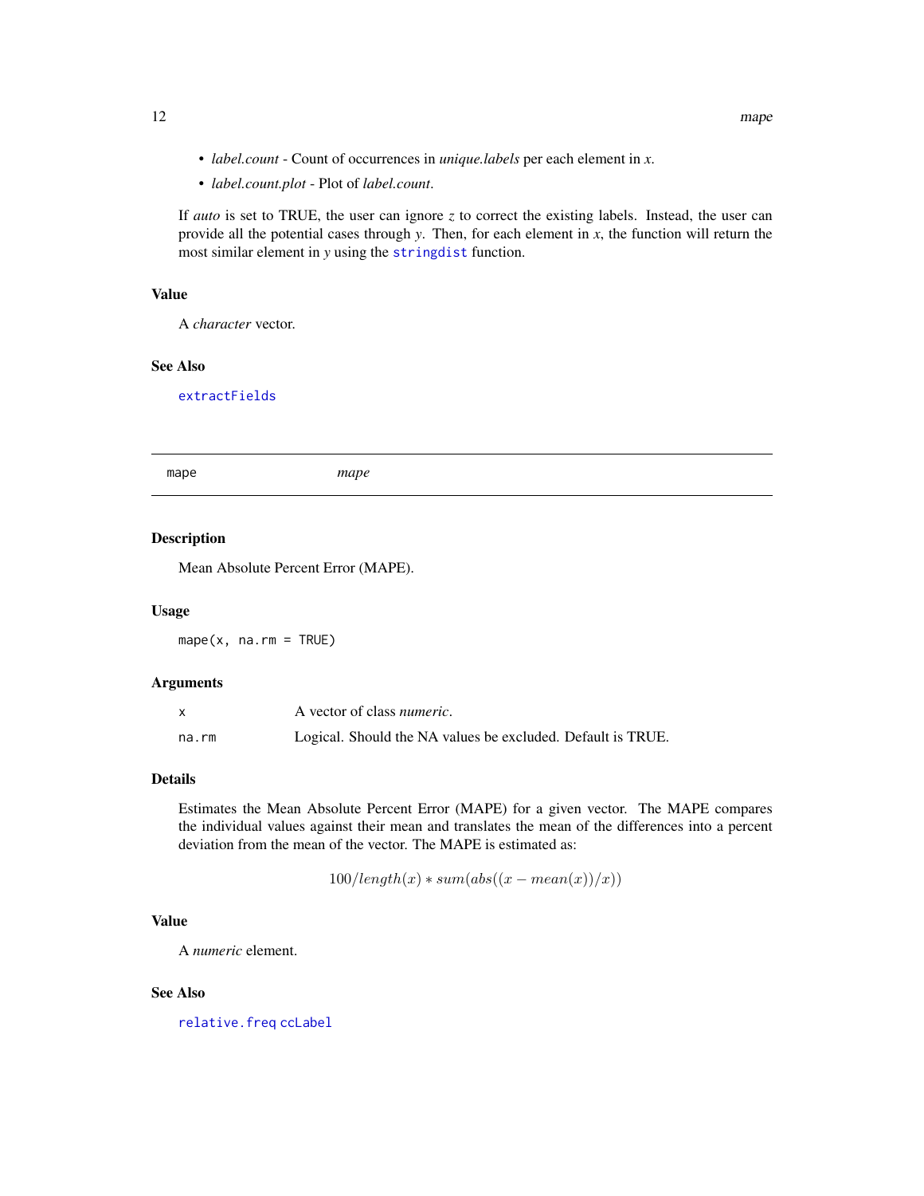- *label.count* - Count of occurrences in *unique.labels* per each element in *x*.
- *label.count.plot* - Plot of *label.count*.

If *auto* is set to TRUE, the user can ignore *z* to correct the existing labels. Instead, the user can provide all the potential cases through *y*. Then, for each element in *x*, the function will return the most similar element in *y* using the `stringdist` function.

### Value

A *character* vector.

### See Also

`extractFields`

---

## mape — *mape*

### Description

Mean Absolute Percent Error (MAPE).

### Usage

```
mape(x, na.rm = TRUE)
```

### Arguments

| | |
|---|---|
| `x` | A vector of class *numeric*. |
| `na.rm` | Logical. Should the NA values be excluded. Default is TRUE. |

### Details

Estimates the Mean Absolute Percent Error (MAPE) for a given vector. The MAPE compares the individual values against their mean and translates the mean of the differences into a percent deviation from the mean of the vector. The MAPE is estimated as:

$$100/length(x) * sum(abs((x - mean(x))/x))$$

### Value

A *numeric* element.

### See Also

`relative.freq` `ccLabel`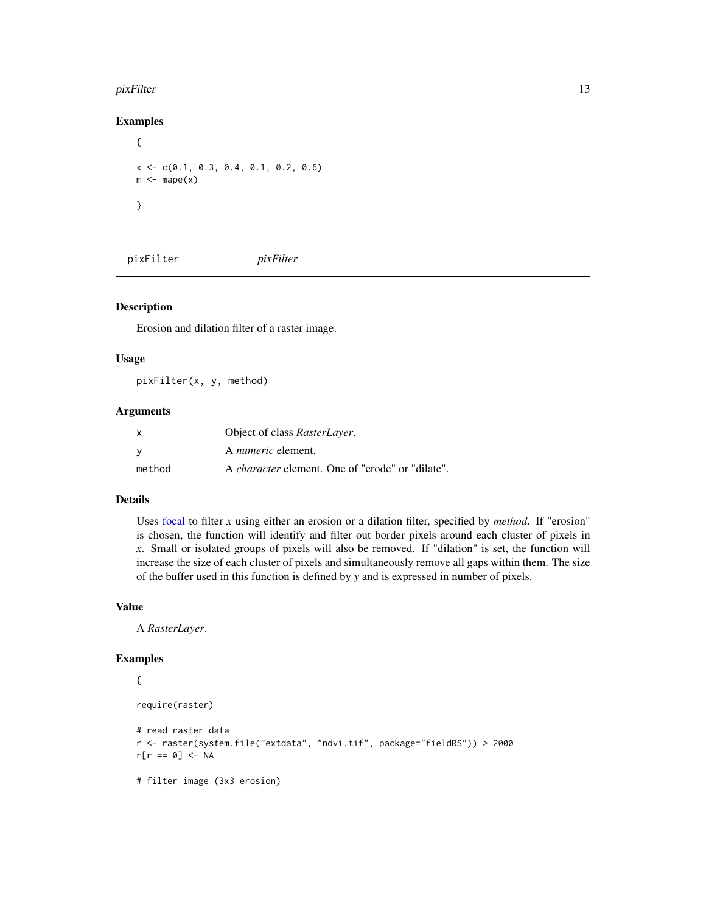## Examples

```
{

x <- c(0.1, 0.3, 0.4, 0.1, 0.2, 0.6)
m <- mape(x)

}
```

---

# pixFilter *pixFilter*

---

### Description

Erosion and dilation filter of a raster image.

### Usage

```
pixFilter(x, y, method)
```

### Arguments

| | |
|---|---|
| x | Object of class *RasterLayer*. |
| y | A *numeric* element. |
| method | A *character* element. One of "erode" or "dilate". |

### Details

Uses focal to filter *x* using either an erosion or a dilation filter, specified by *method*. If "erosion" is chosen, the function will identify and filter out border pixels around each cluster of pixels in *x*. Small or isolated groups of pixels will also be removed. If "dilation" is set, the function will increase the size of each cluster of pixels and simultaneously remove all gaps within them. The size of the buffer used in this function is defined by *y* and is expressed in number of pixels.

### Value

A *RasterLayer*.

### Examples

```
{

require(raster)

# read raster data
r <- raster(system.file("extdata", "ndvi.tif", package="fieldRS")) > 2000
r[r == 0] <- NA

# filter image (3x3 erosion)
```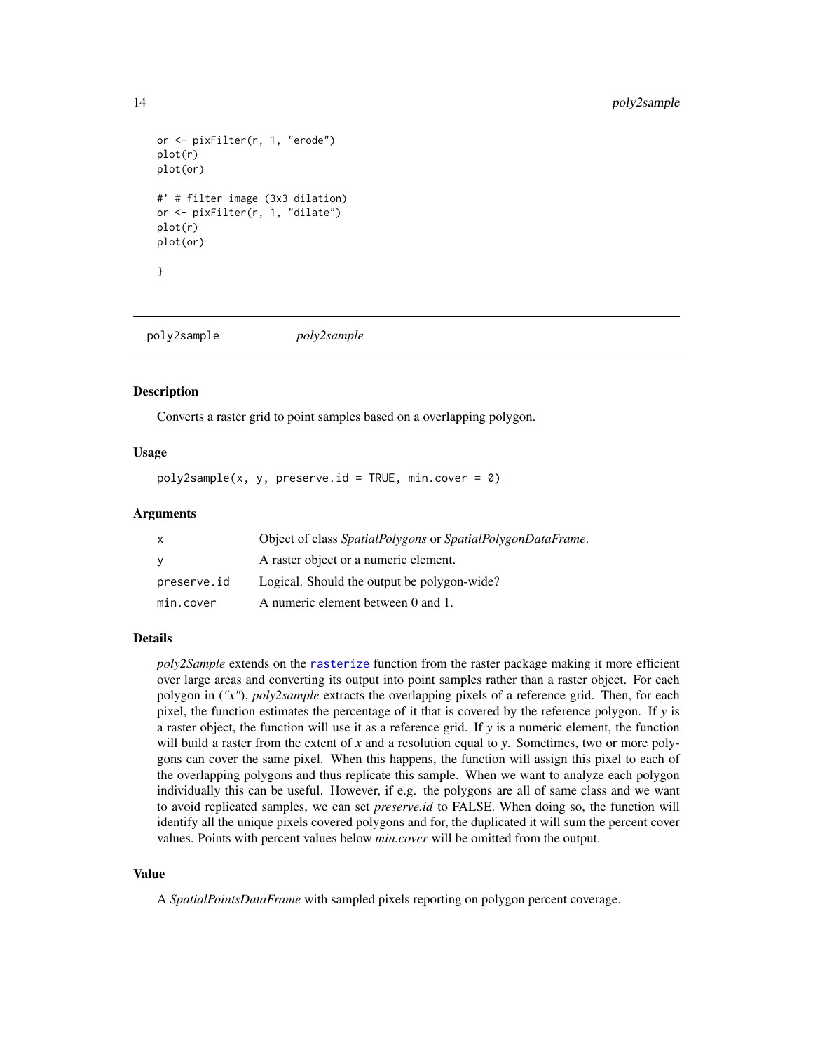```
or <- pixFilter(r, 1, "erode")
plot(r)
plot(or)

#' # filter image (3x3 dilation)
or <- pixFilter(r, 1, "dilate")
plot(r)
plot(or)

}
```

## poly2sample *poly2sample*

### Description

Converts a raster grid to point samples based on a overlapping polygon.

### Usage

```
poly2sample(x, y, preserve.id = TRUE, min.cover = 0)
```

### Arguments

| | |
|---|---|
| x | Object of class *SpatialPolygons* or *SpatialPolygonDataFrame*. |
| y | A raster object or a numeric element. |
| preserve.id | Logical. Should the output be polygon-wide? |
| min.cover | A numeric element between 0 and 1. |

### Details

*poly2Sample* extends on the rasterize function from the raster package making it more efficient over large areas and converting its output into point samples rather than a raster object. For each polygon in (*"x"*), *poly2sample* extracts the overlapping pixels of a reference grid. Then, for each pixel, the function estimates the percentage of it that is covered by the reference polygon. If *y* is a raster object, the function will use it as a reference grid. If *y* is a numeric element, the function will build a raster from the extent of *x* and a resolution equal to *y*. Sometimes, two or more polygons can cover the same pixel. When this happens, the function will assign this pixel to each of the overlapping polygons and thus replicate this sample. When we want to analyze each polygon individually this can be useful. However, if e.g. the polygons are all of same class and we want to avoid replicated samples, we can set *preserve.id* to FALSE. When doing so, the function will identify all the unique pixels covered polygons and for, the duplicated it will sum the percent cover values. Points with percent values below *min.cover* will be omitted from the output.

### Value

A *SpatialPointsDataFrame* with sampled pixels reporting on polygon percent coverage.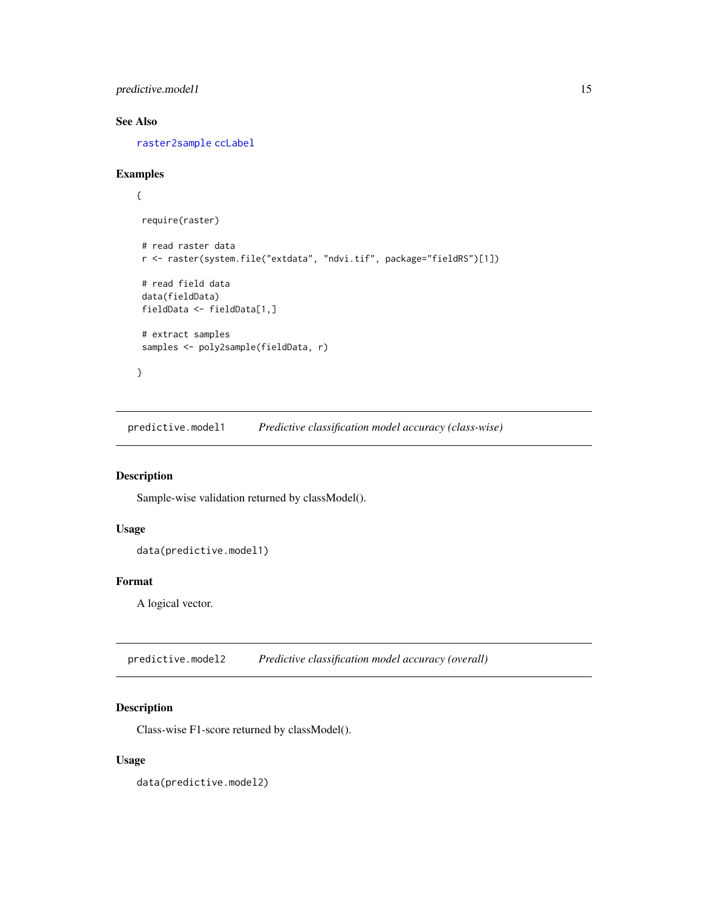### See Also

raster2sample ccLabel

### Examples

```
{

 require(raster)

 # read raster data
 r <- raster(system.file("extdata", "ndvi.tif", package="fieldRS")[1])

 # read field data
 data(fieldData)
 fieldData <- fieldData[1,]

 # extract samples
 samples <- poly2sample(fieldData, r)

}
```

---

## predictive.model1 — *Predictive classification model accuracy (class-wise)*

### Description

Sample-wise validation returned by classModel().

### Usage

```
data(predictive.model1)
```

### Format

A logical vector.

---

## predictive.model2 — *Predictive classification model accuracy (overall)*

### Description

Class-wise F1-score returned by classModel().

### Usage

```
data(predictive.model2)
```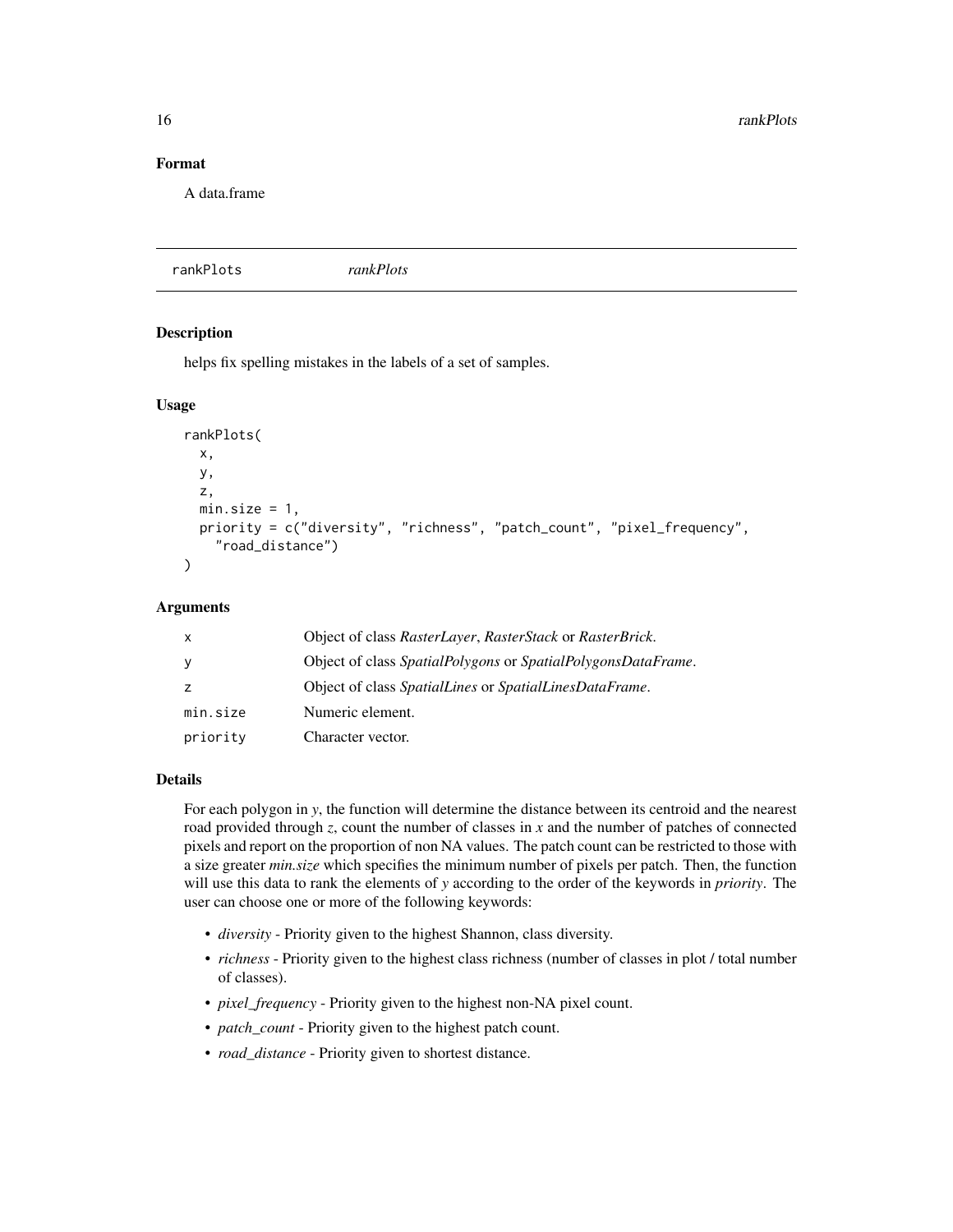## Format

A data.frame

---

`rankPlots` *rankPlots*

---

### Description

helps fix spelling mistakes in the labels of a set of samples.

### Usage

```
rankPlots(
  x,
  y,
  z,
  min.size = 1,
  priority = c("diversity", "richness", "patch_count", "pixel_frequency",
    "road_distance")
)
```

### Arguments

| | |
|---|---|
| x | Object of class *RasterLayer*, *RasterStack* or *RasterBrick*. |
| y | Object of class *SpatialPolygons* or *SpatialPolygonsDataFrame*. |
| z | Object of class *SpatialLines* or *SpatialLinesDataFrame*. |
| min.size | Numeric element. |
| priority | Character vector. |

### Details

For each polygon in *y*, the function will determine the distance between its centroid and the nearest road provided through *z*, count the number of classes in *x* and the number of patches of connected pixels and report on the proportion of non NA values. The patch count can be restricted to those with a size greater *min.size* which specifies the minimum number of pixels per patch. Then, the function will use this data to rank the elements of *y* according to the order of the keywords in *priority*. The user can choose one or more of the following keywords:

- *diversity* - Priority given to the highest Shannon, class diversity.
- *richness* - Priority given to the highest class richness (number of classes in plot / total number of classes).
- *pixel_frequency* - Priority given to the highest non-NA pixel count.
- *patch_count* - Priority given to the highest patch count.
- *road_distance* - Priority given to shortest distance.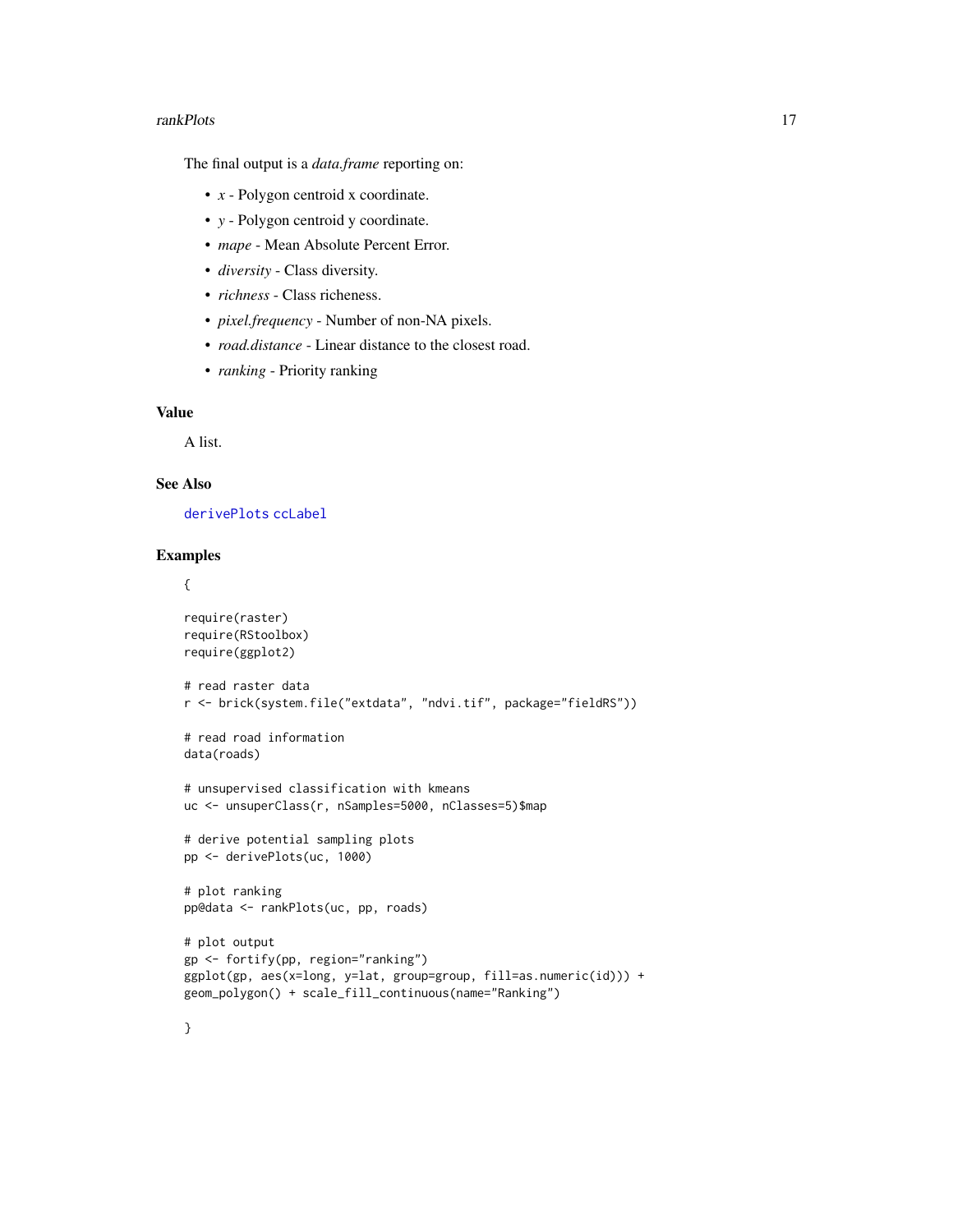The final output is a *data.frame* reporting on:

- *x* - Polygon centroid x coordinate.
- *y* - Polygon centroid y coordinate.
- *mape* - Mean Absolute Percent Error.
- *diversity* - Class diversity.
- *richness* - Class richeness.
- *pixel.frequency* - Number of non-NA pixels.
- *road.distance* - Linear distance to the closest road.
- *ranking* - Priority ranking

## Value

A list.

## See Also

derivePlots ccLabel

## Examples

```
{

require(raster)
require(RStoolbox)
require(ggplot2)

# read raster data
r <- brick(system.file("extdata", "ndvi.tif", package="fieldRS"))

# read road information
data(roads)

# unsupervised classification with kmeans
uc <- unsuperClass(r, nSamples=5000, nClasses=5)$map

# derive potential sampling plots
pp <- derivePlots(uc, 1000)

# plot ranking
pp@data <- rankPlots(uc, pp, roads)

# plot output
gp <- fortify(pp, region="ranking")
ggplot(gp, aes(x=long, y=lat, group=group, fill=as.numeric(id))) +
geom_polygon() + scale_fill_continuous(name="Ranking")

}
```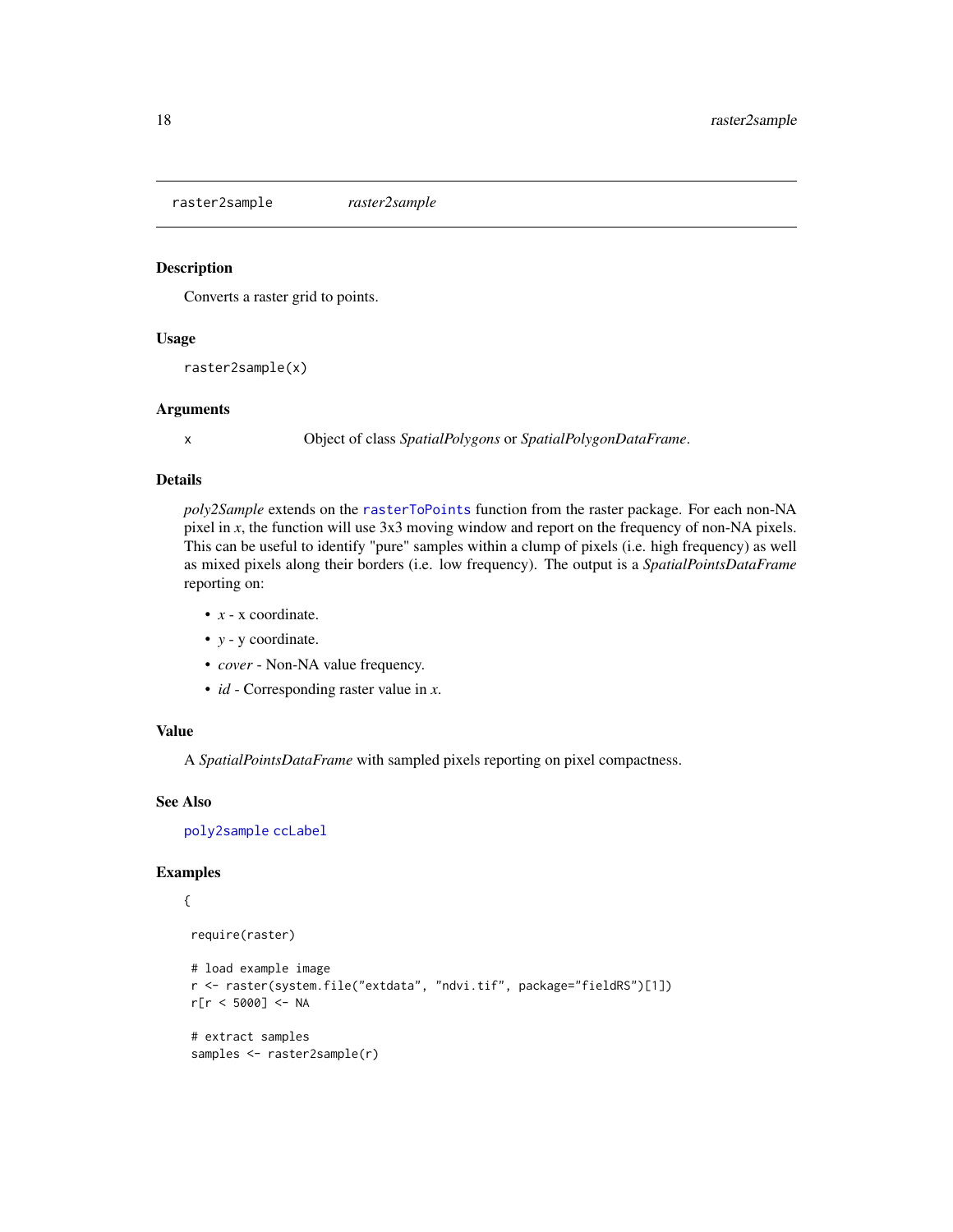## raster2sample — *raster2sample*

### Description

Converts a raster grid to points.

### Usage

```
raster2sample(x)
```

### Arguments

| | |
|---|---|
| x | Object of class *SpatialPolygons* or *SpatialPolygonDataFrame*. |

### Details

*poly2Sample* extends on the `rasterToPoints` function from the raster package. For each non-NA pixel in *x*, the function will use 3x3 moving window and report on the frequency of non-NA pixels. This can be useful to identify "pure" samples within a clump of pixels (i.e. high frequency) as well as mixed pixels along their borders (i.e. low frequency). The output is a *SpatialPointsDataFrame* reporting on:

- *x* - x coordinate.
- *y* - y coordinate.
- *cover* - Non-NA value frequency.
- *id* - Corresponding raster value in *x*.

### Value

A *SpatialPointsDataFrame* with sampled pixels reporting on pixel compactness.

### See Also

`poly2sample` `ccLabel`

### Examples

```
{

 require(raster)

 # load example image
 r <- raster(system.file("extdata", "ndvi.tif", package="fieldRS")[1])
 r[r < 5000] <- NA

 # extract samples
 samples <- raster2sample(r)
```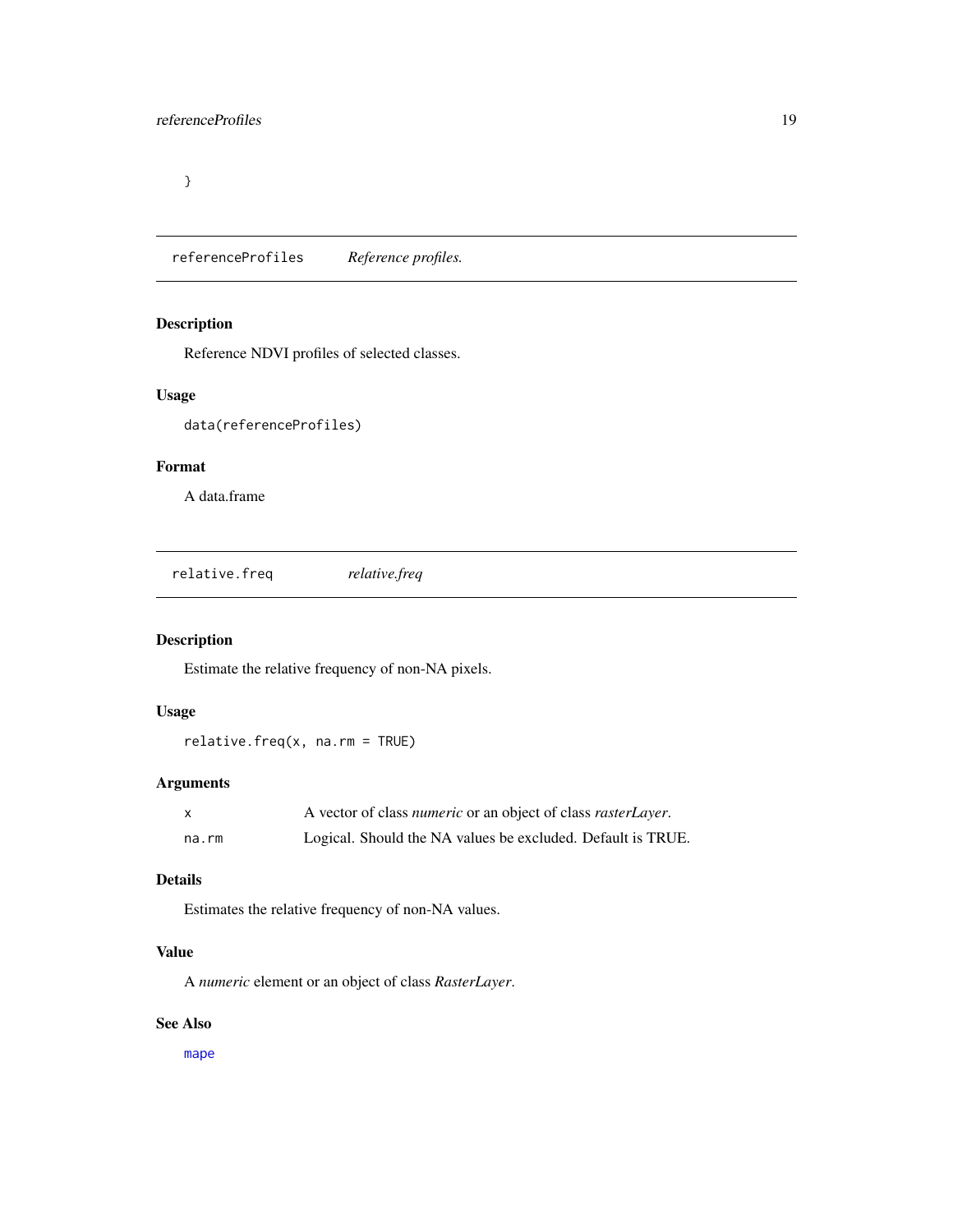```
}
```

## referenceProfiles *Reference profiles.*

### Description

Reference NDVI profiles of selected classes.

### Usage

```
data(referenceProfiles)
```

### Format

A data.frame

## relative.freq *relative.freq*

### Description

Estimate the relative frequency of non-NA pixels.

### Usage

```
relative.freq(x, na.rm = TRUE)
```

### Arguments

| | |
|---|---|
| x | A vector of class *numeric* or an object of class *rasterLayer*. |
| na.rm | Logical. Should the NA values be excluded. Default is TRUE. |

### Details

Estimates the relative frequency of non-NA values.

### Value

A *numeric* element or an object of class *RasterLayer*.

### See Also

mape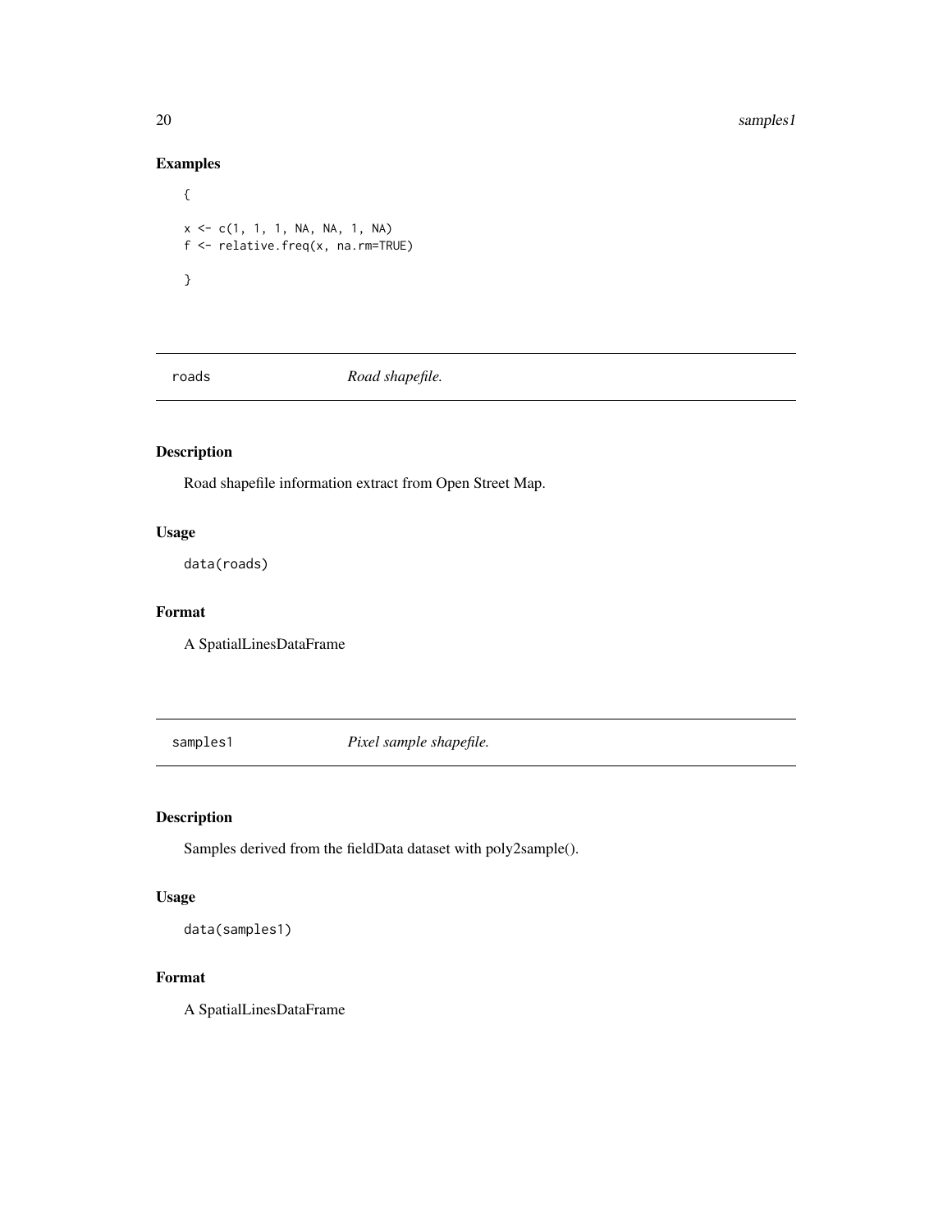## Examples

```
{

x <- c(1, 1, 1, NA, NA, 1, NA)
f <- relative.freq(x, na.rm=TRUE)

}
```

---

## roads — *Road shapefile.*

### Description

Road shapefile information extract from Open Street Map.

### Usage

```
data(roads)
```

### Format

A SpatialLinesDataFrame

---

## samples1 — *Pixel sample shapefile.*

### Description

Samples derived from the fieldData dataset with poly2sample().

### Usage

```
data(samples1)
```

### Format

A SpatialLinesDataFrame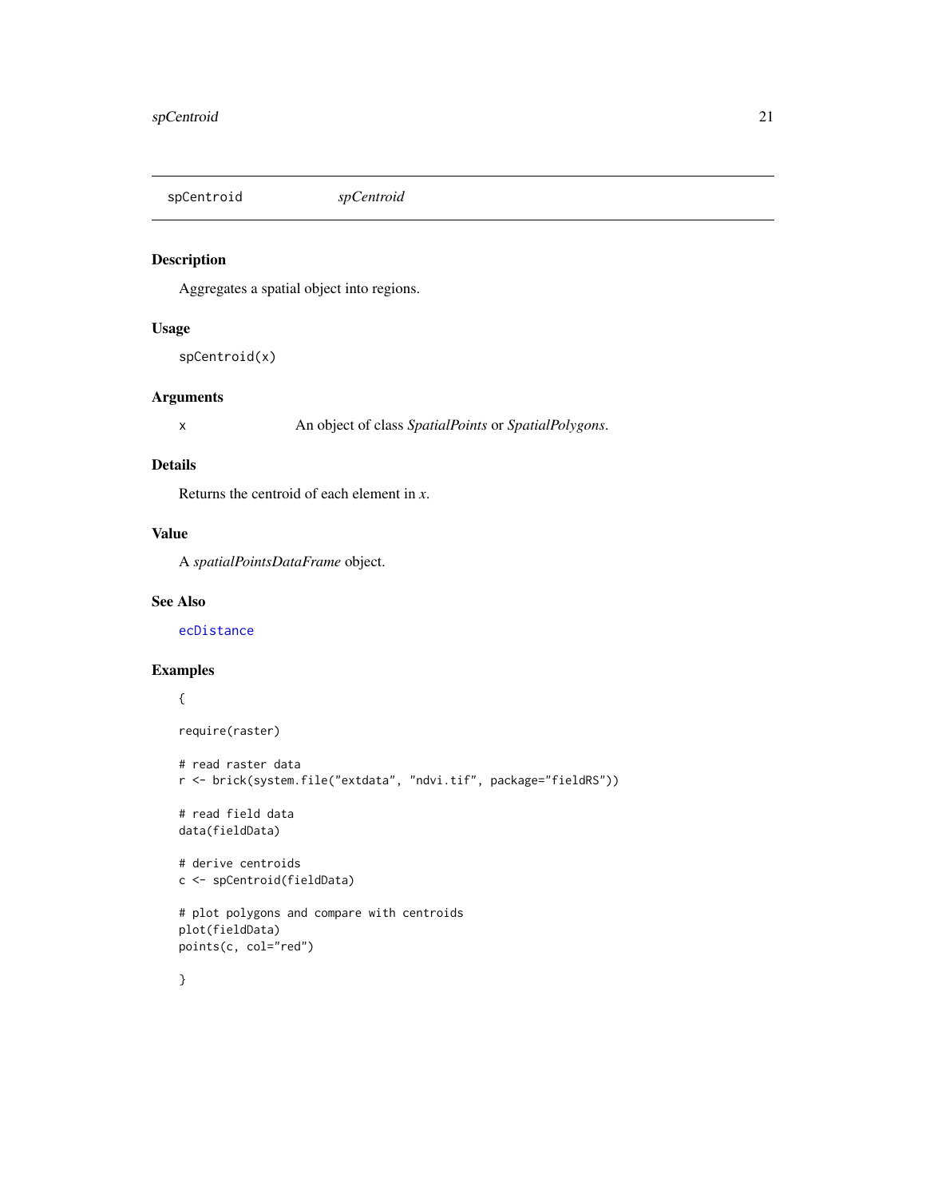spCentroid *spCentroid*

## Description

Aggregates a spatial object into regions.

## Usage

```
spCentroid(x)
```

## Arguments

x An object of class *SpatialPoints* or *SpatialPolygons*.

## Details

Returns the centroid of each element in *x*.

## Value

A *spatialPointsDataFrame* object.

## See Also

ecDistance

## Examples

```
{

require(raster)

# read raster data
r <- brick(system.file("extdata", "ndvi.tif", package="fieldRS"))

# read field data
data(fieldData)

# derive centroids
c <- spCentroid(fieldData)

# plot polygons and compare with centroids
plot(fieldData)
points(c, col="red")

}
```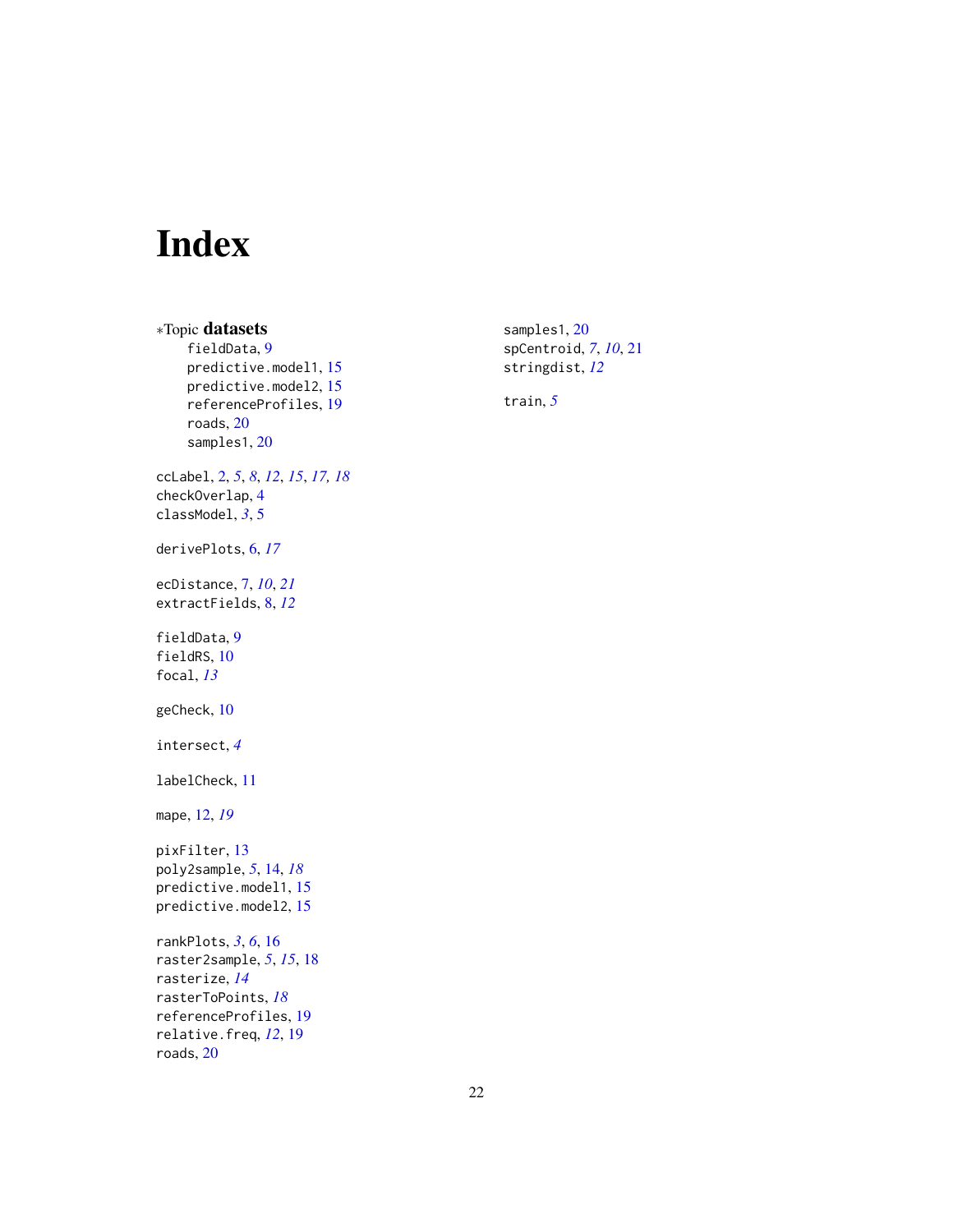# Index

*Topic **datasets**
- fieldData, 9
- predictive.model1, 15
- predictive.model2, 15
- referenceProfiles, 19
- roads, 20
- samples1, 20

ccLabel, 2, *5*, *8*, *12*, *15*, *17*, *18*
checkOverlap, 4
classModel, *3*, 5

derivePlots, 6, *17*

ecDistance, 7, *10*, *21*
extractFields, 8, *12*

fieldData, 9
fieldRS, 10
focal, *13*

geCheck, 10

intersect, *4*

labelCheck, 11

mape, 12, *19*

pixFilter, 13
poly2sample, *5*, 14, *18*
predictive.model1, 15
predictive.model2, 15

rankPlots, *3*, *6*, 16
raster2sample, *5*, *15*, 18
rasterize, *14*
rasterToPoints, *18*
referenceProfiles, 19
relative.freq, *12*, 19
roads, 20

samples1, 20
spCentroid, *7*, *10*, 21
stringdist, *12*

train, *5*